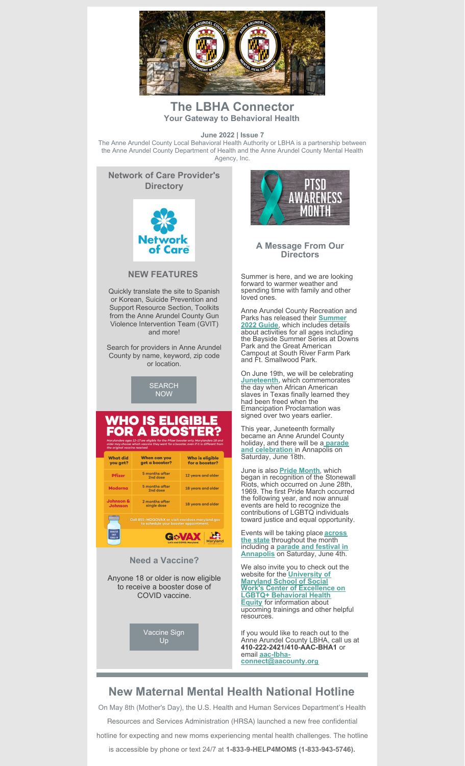# The LBHA Connector

**Your Gateway to Behavioral Health**

**June 2022 | Issue 7**

The Anne Arundel County Local Behavioral Health Authority or LBHA is a partnership between the Anne Arundel County Department of Health and the Anne Arundel County Mental Health Agency, Inc.

## Network of Care Provider's Directory

### NEW FEATURES

Quickly translate the site to Spanish or Korean, Suicide Prevention and Support Resource Section, Toolkits from the Anne Arundel County Gun Violence Intervention Team (GVIT) and more!

Search for providers in Anne Arundel County by name, keyword, zip code or location.

SEARCH NOW

## WHO IS ELIGIBLE FOR A BOOSTER?

Marylanders ages 12-17 are eligible for the Pfizer booster only. Marylanders 18 and older may choose which vaccine they want for a booster, even if it is different from the original vaccine received.

| What did you get? | When can you get a booster? | Who is eligible for a booster? |
|---|---|---|
| Pfizer | 5 months after 2nd dose | 12 years and older |
| Moderna | 5 months after 2nd dose | 18 years and older |
| Johnson & Johnson | 2 months after single dose | 18 years and older |

Call 855-MDGOVAX or visit covidvax.maryland.gov to schedule your booster appointment.

### Need a Vaccine?

Anyone 18 or older is now eligible to receive a booster dose of COVID vaccine.

Vaccine Sign Up

PTSD AWARENESS MONTH

### A Message From Our Directors

Summer is here, and we are looking forward to warmer weather and spending time with family and other loved ones.

Anne Arundel County Recreation and Parks has released their **Summer 2022 Guide**, which includes details about activities for all ages including the Bayside Summer Series at Downs Park and the Great American Campout at South River Farm Park and Ft. Smallwood Park.

On June 19th, we will be celebrating **Juneteenth**, which commemorates the day when African American slaves in Texas finally learned they had been freed when the Emancipation Proclamation was signed over two years earlier.

This year, Juneteenth formally became an Anne Arundel County holiday, and there will be a **parade and celebration** in Annapolis on Saturday, June 18th.

June is also **Pride Month**, which began in recognition of the Stonewall Riots, which occurred on June 28th, 1969. The first Pride March occurred the following year, and now annual events are held to recognize the contributions of LGBTQ individuals toward justice and equal opportunity.

Events will be taking place **across the state** throughout the month including a **parade and festival in Annapolis** on Saturday, June 4th.

We also invite you to check out the website for the **University of Maryland School of Social Work's Center of Excellence on LGBTQ+ Behavioral Health Equity** for information about upcoming trainings and other helpful resources.

If you would like to reach out to the Anne Arundel County LBHA, call us at **410-222-2421/410-AAC-BHA1** or email **aac-lbha-connect@aacounty.org**

## New Maternal Mental Health National Hotline

On May 8th (Mother's Day), the U.S. Health and Human Services Department's Health Resources and Services Administration (HRSA) launched a new free confidential hotline for expecting and new moms experiencing mental health challenges. The hotline is accessible by phone or text 24/7 at **1-833-9-HELP4MOMS (1-833-943-5746).**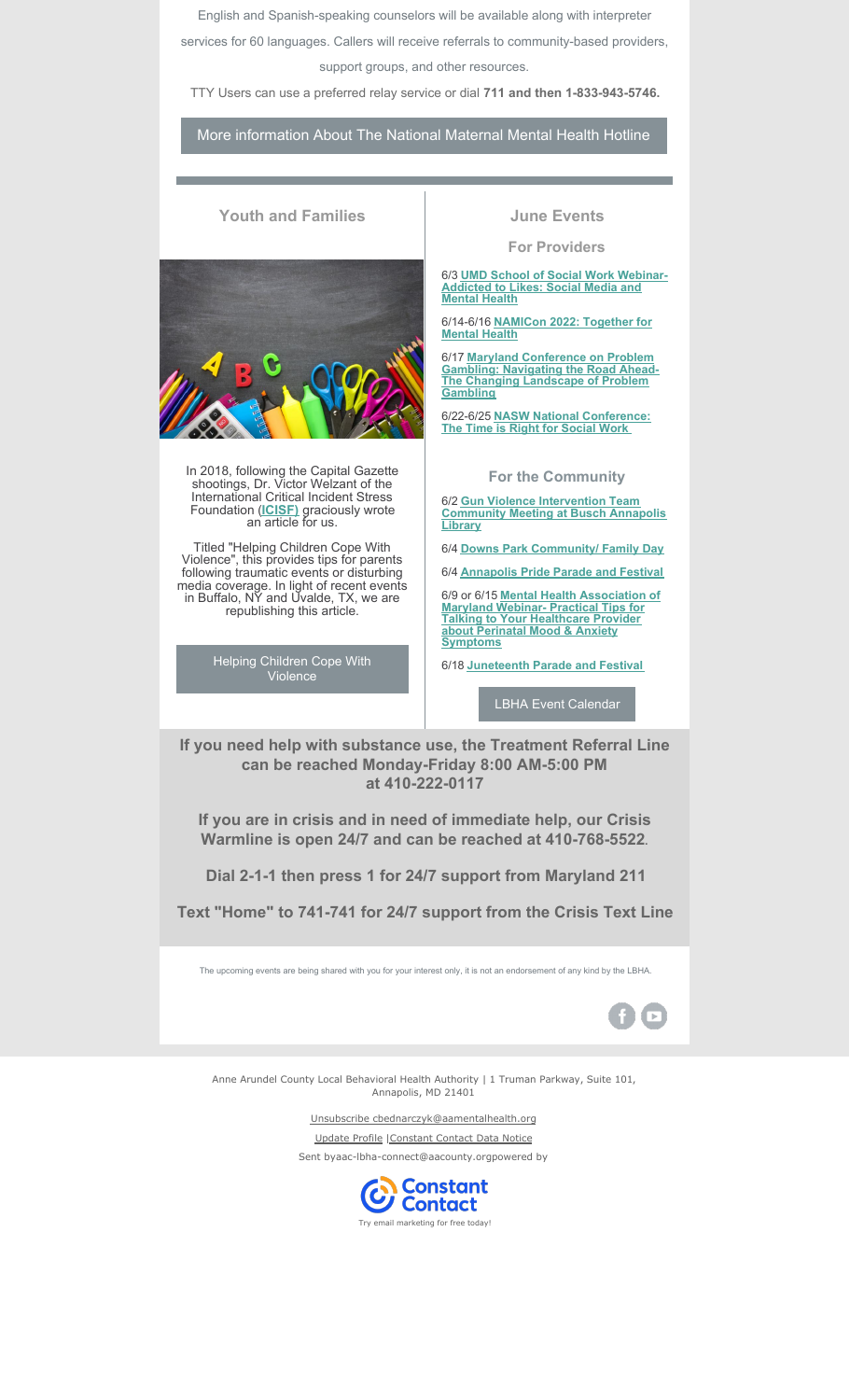English and Spanish-speaking counselors will be available along with interpreter services for 60 languages. Callers will receive referrals to community-based providers, support groups, and other resources.

TTY Users can use a preferred relay service or dial **711 and then 1-833-943-5746.**

More information About The National Maternal Mental Health Hotline

## Youth and Families

In 2018, following the Capital Gazette shootings, Dr. Victor Welzant of the International Critical Incident Stress Foundation (**ICISF**) graciously wrote an article for us.

Titled "Helping Children Cope With Violence", this provides tips for parents following traumatic events or disturbing media coverage. In light of recent events in Buffalo, NY and Uvalde, TX, we are republishing this article.

Helping Children Cope With Violence

## June Events

### For Providers

6/3 **UMD School of Social Work Webinar- Addicted to Likes: Social Media and Mental Health**

6/14-6/16 **NAMICon 2022: Together for Mental Health**

6/17 **Maryland Conference on Problem Gambling: Navigating the Road Ahead- The Changing Landscape of Problem Gambling**

6/22-6/25 **NASW National Conference: The Time is Right for Social Work**

### For the Community

6/2 **Gun Violence Intervention Team Community Meeting at Busch Annapolis Library**

6/4 **Downs Park Community/ Family Day**

6/4 **Annapolis Pride Parade and Festival**

6/9 or 6/15 **Mental Health Association of Maryland Webinar- Practical Tips for Talking to Your Healthcare Provider about Perinatal Mood & Anxiety Symptoms**

6/18 **Juneteenth Parade and Festival**

LBHA Event Calendar

**If you need help with substance use, the Treatment Referral Line can be reached Monday-Friday 8:00 AM-5:00 PM at 410-222-0117**

**If you are in crisis and in need of immediate help, our Crisis Warmline is open 24/7 and can be reached at 410-768-5522.**

**Dial 2-1-1 then press 1 for 24/7 support from Maryland 211**

**Text "Home" to 741-741 for 24/7 support from the Crisis Text Line**

The upcoming events are being shared with you for your interest only, it is not an endorsement of any kind by the LBHA.

Anne Arundel County Local Behavioral Health Authority | 1 Truman Parkway, Suite 101, Annapolis, MD 21401

Unsubscribe cbednarczyk@aamentalhealth.org

Update Profile | Constant Contact Data Notice

Sent byaac-lbha-connect@aacounty.orgpowered by

Constant Contact

Try email marketing for free today!